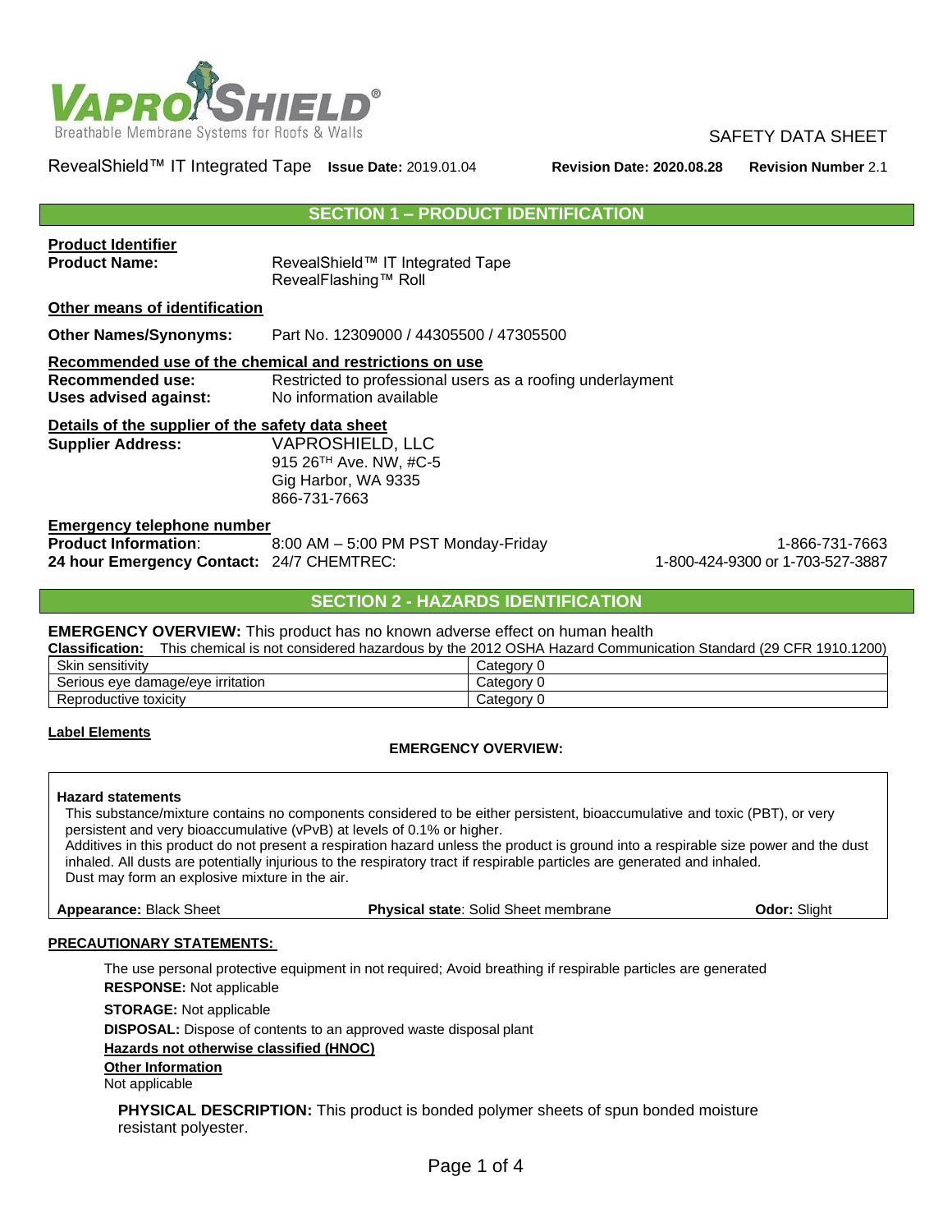SAFETY DATA SHEET

RevealShield™ IT Integrated Tape **Issue Date:** 2019.01.04 **Revision Date: 2020.08.28** **Revision Number** 2.1

## SECTION 1 – PRODUCT IDENTIFICATION

**Product Identifier**

**Product Name:** RevealShield™ IT Integrated Tape
RevealFlashing™ Roll

**Other means of identification**

**Other Names/Synonyms:** Part No. 12309000 / 44305500 / 47305500

**Recommended use of the chemical and restrictions on use**

**Recommended use:** Restricted to professional users as a roofing underlayment
**Uses advised against:** No information available

**Details of the supplier of the safety data sheet**

**Supplier Address:** VAPROSHIELD, LLC
915 26TH Ave. NW, #C-5
Gig Harbor, WA 9335
866-731-7663

**Emergency telephone number**

**Product Information**: 8:00 AM – 5:00 PM PST Monday-Friday 1-866-731-7663
**24 hour Emergency Contact:** 24/7 CHEMTREC: 1-800-424-9300 or 1-703-527-3887

## SECTION 2 - HAZARDS IDENTIFICATION

**EMERGENCY OVERVIEW:** This product has no known adverse effect on human health

**Classification:** This chemical is not considered hazardous by the 2012 OSHA Hazard Communication Standard (29 CFR 1910.1200)

| Skin sensitivity | Category 0 |
|---|---|
| Serious eye damage/eye irritation | Category 0 |
| Reproductive toxicity | Category 0 |

**Label Elements**

**EMERGENCY OVERVIEW:**

**Hazard statements**

This substance/mixture contains no components considered to be either persistent, bioaccumulative and toxic (PBT), or very persistent and very bioaccumulative (vPvB) at levels of 0.1% or higher.
Additives in this product do not present a respiration hazard unless the product is ground into a respirable size power and the dust inhaled. All dusts are potentially injurious to the respiratory tract if respirable particles are generated and inhaled.
Dust may form an explosive mixture in the air.

**Appearance:** Black Sheet **Physical state**: Solid Sheet membrane **Odor:** Slight

**PRECAUTIONARY STATEMENTS:**

The use personal protective equipment in not required; Avoid breathing if respirable particles are generated

**RESPONSE:** Not applicable

**STORAGE:** Not applicable

**DISPOSAL:** Dispose of contents to an approved waste disposal plant

**Hazards not otherwise classified (HNOC)**

**Other Information**

Not applicable

**PHYSICAL DESCRIPTION:** This product is bonded polymer sheets of spun bonded moisture resistant polyester.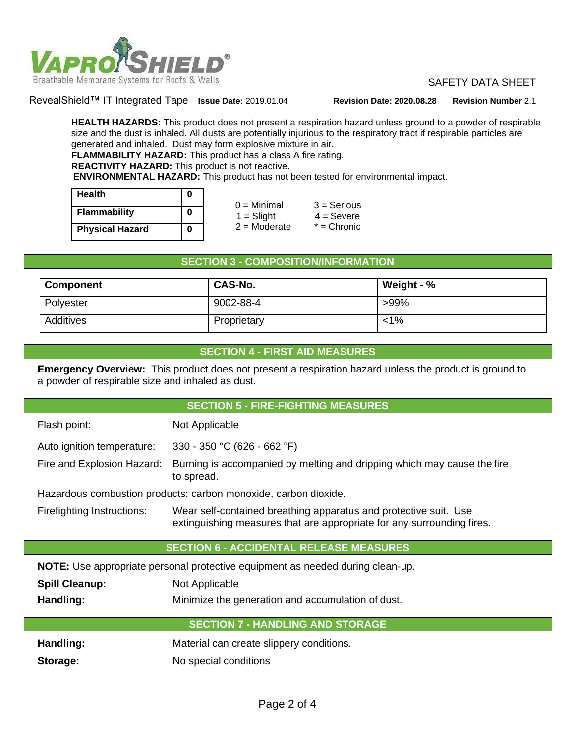**HEALTH HAZARDS:** This product does not present a respiration hazard unless ground to a powder of respirable size and the dust is inhaled. All dusts are potentially injurious to the respiratory tract if respirable particles are generated and inhaled. Dust may form explosive mixture in air.
**FLAMMABILITY HAZARD:** This product has a class A fire rating.
**REACTIVITY HAZARD:** This product is not reactive.
**ENVIRONMENTAL HAZARD:** This product has not been tested for environmental impact.

| Health | 0 |
|---|---|
| Flammability | 0 |
| Physical Hazard | 0 |

0 = Minimal
1 = Slight
2 = Moderate
3 = Serious
4 = Severe
* = Chronic

## SECTION 3 - COMPOSITION/INFORMATION

| Component | CAS-No. | Weight - % |
|---|---|---|
| Polyester | 9002-88-4 | >99% |
| Additives | Proprietary | <1% |

## SECTION 4 - FIRST AID MEASURES

**Emergency Overview:** This product does not present a respiration hazard unless the product is ground to a powder of respirable size and inhaled as dust.

## SECTION 5 - FIRE-FIGHTING MEASURES

Flash point: Not Applicable

Auto ignition temperature: 330 - 350 °C (626 - 662 °F)

Fire and Explosion Hazard: Burning is accompanied by melting and dripping which may cause the fire to spread.

Hazardous combustion products: carbon monoxide, carbon dioxide.

Firefighting Instructions: Wear self-contained breathing apparatus and protective suit. Use extinguishing measures that are appropriate for any surrounding fires.

## SECTION 6 - ACCIDENTAL RELEASE MEASURES

**NOTE:** Use appropriate personal protective equipment as needed during clean-up.

**Spill Cleanup:** Not Applicable

**Handling:** Minimize the generation and accumulation of dust.

## SECTION 7 - HANDLING AND STORAGE

**Handling:** Material can create slippery conditions.

**Storage:** No special conditions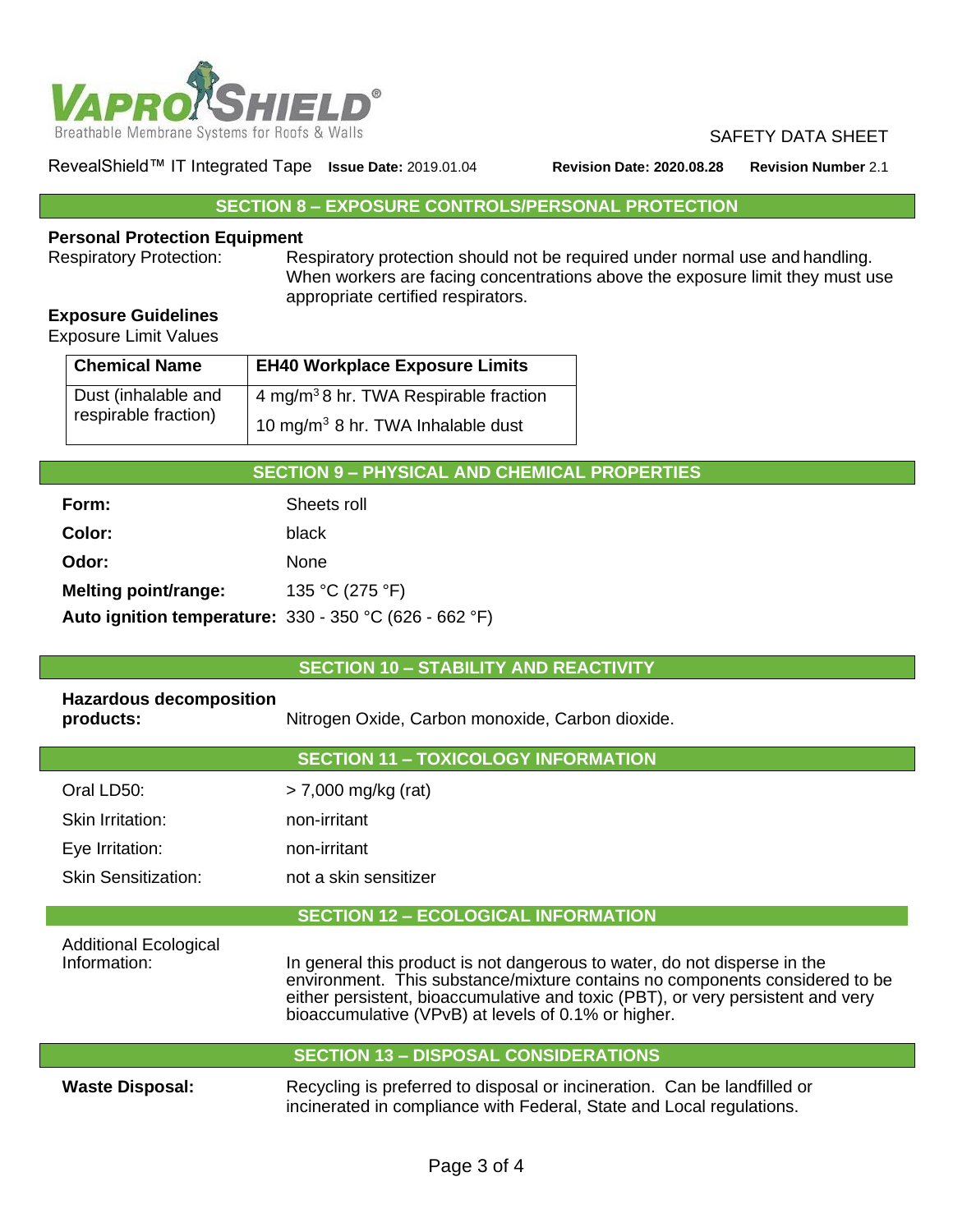## SECTION 8 – EXPOSURE CONTROLS/PERSONAL PROTECTION

**Personal Protection Equipment**

Respiratory Protection: Respiratory protection should not be required under normal use and handling. When workers are facing concentrations above the exposure limit they must use appropriate certified respirators.

**Exposure Guidelines**

Exposure Limit Values

| Chemical Name | EH40 Workplace Exposure Limits |
|---|---|
| Dust (inhalable and respirable fraction) | 4 mg/m$^3$ 8 hr. TWA Respirable fraction<br>10 mg/m$^3$ 8 hr. TWA Inhalable dust |

## SECTION 9 – PHYSICAL AND CHEMICAL PROPERTIES

**Form:** Sheets roll

**Color:** black

**Odor:** None

**Melting point/range:** 135 °C (275 °F)

**Auto ignition temperature:** 330 - 350 °C (626 - 662 °F)

## SECTION 10 – STABILITY AND REACTIVITY

**Hazardous decomposition products:** Nitrogen Oxide, Carbon monoxide, Carbon dioxide.

## SECTION 11 – TOXICOLOGY INFORMATION

Oral LD50: > 7,000 mg/kg (rat)

Skin Irritation: non-irritant

Eye Irritation: non-irritant

Skin Sensitization: not a skin sensitizer

## SECTION 12 – ECOLOGICAL INFORMATION

Additional Ecological Information: In general this product is not dangerous to water, do not disperse in the environment. This substance/mixture contains no components considered to be either persistent, bioaccumulative and toxic (PBT), or very persistent and very bioaccumulative (VPvB) at levels of 0.1% or higher.

## SECTION 13 – DISPOSAL CONSIDERATIONS

**Waste Disposal:** Recycling is preferred to disposal or incineration. Can be landfilled or incinerated in compliance with Federal, State and Local regulations.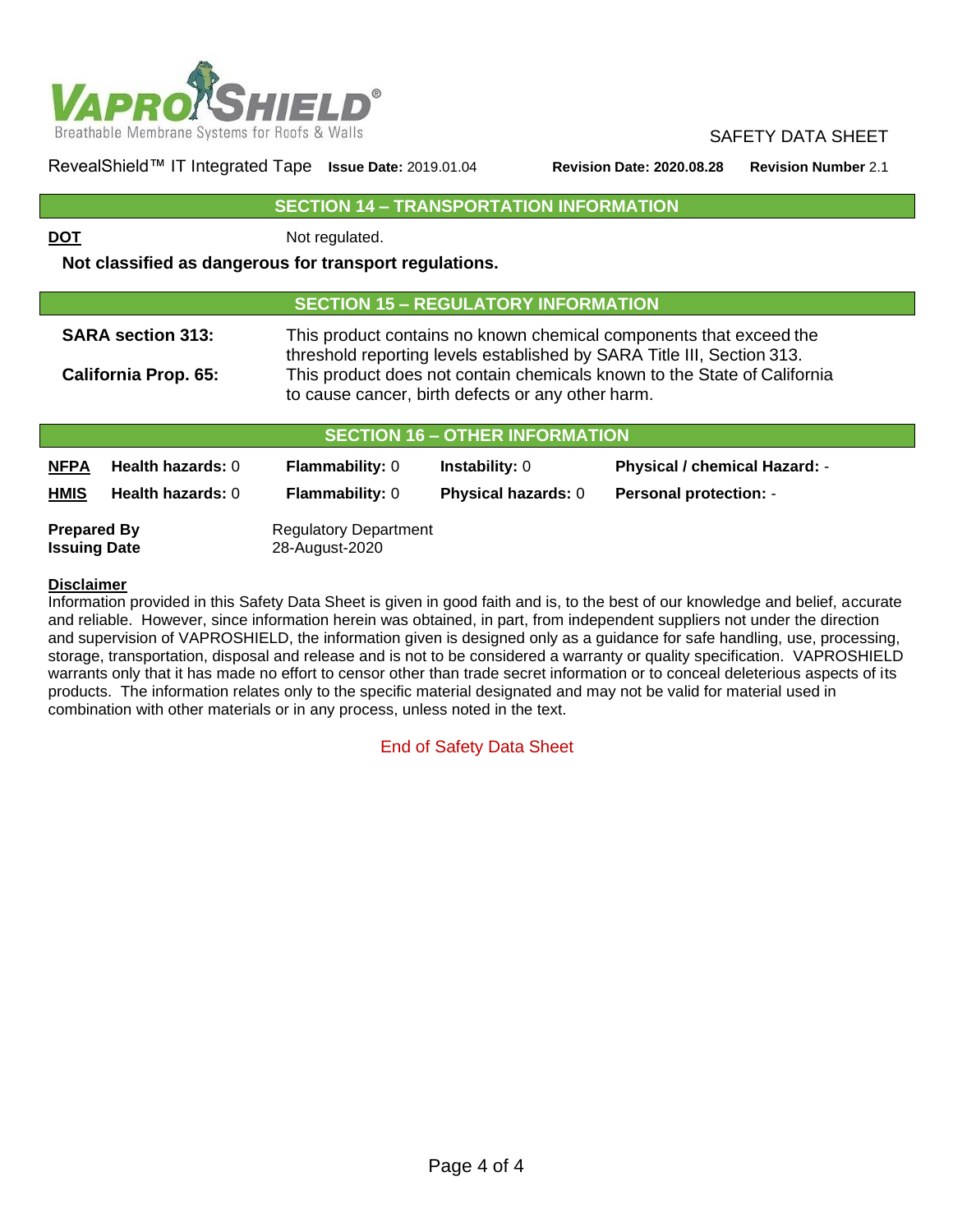## SECTION 14 – TRANSPORTATION INFORMATION

**DOT** Not regulated.

**Not classified as dangerous for transport regulations.**

## SECTION 15 – REGULATORY INFORMATION

**SARA section 313:** This product contains no known chemical components that exceed the threshold reporting levels established by SARA Title III, Section 313.

**California Prop. 65:** This product does not contain chemicals known to the State of California to cause cancer, birth defects or any other harm.

## SECTION 16 – OTHER INFORMATION

| | | | | |
|---|---|---|---|---|
| **NFPA** | **Health hazards:** 0 | **Flammability:** 0 | **Instability:** 0 | **Physical / chemical Hazard:** - |
| **HMIS** | **Health hazards:** 0 | **Flammability:** 0 | **Physical hazards:** 0 | **Personal protection:** - |

**Prepared By** Regulatory Department
**Issuing Date** 28-August-2020

**Disclaimer**
Information provided in this Safety Data Sheet is given in good faith and is, to the best of our knowledge and belief, accurate and reliable. However, since information herein was obtained, in part, from independent suppliers not under the direction and supervision of VAPROSHIELD, the information given is designed only as a guidance for safe handling, use, processing, storage, transportation, disposal and release and is not to be considered a warranty or quality specification. VAPROSHIELD warrants only that it has made no effort to censor other than trade secret information or to conceal deleterious aspects of its products. The information relates only to the specific material designated and may not be valid for material used in combination with other materials or in any process, unless noted in the text.

End of Safety Data Sheet